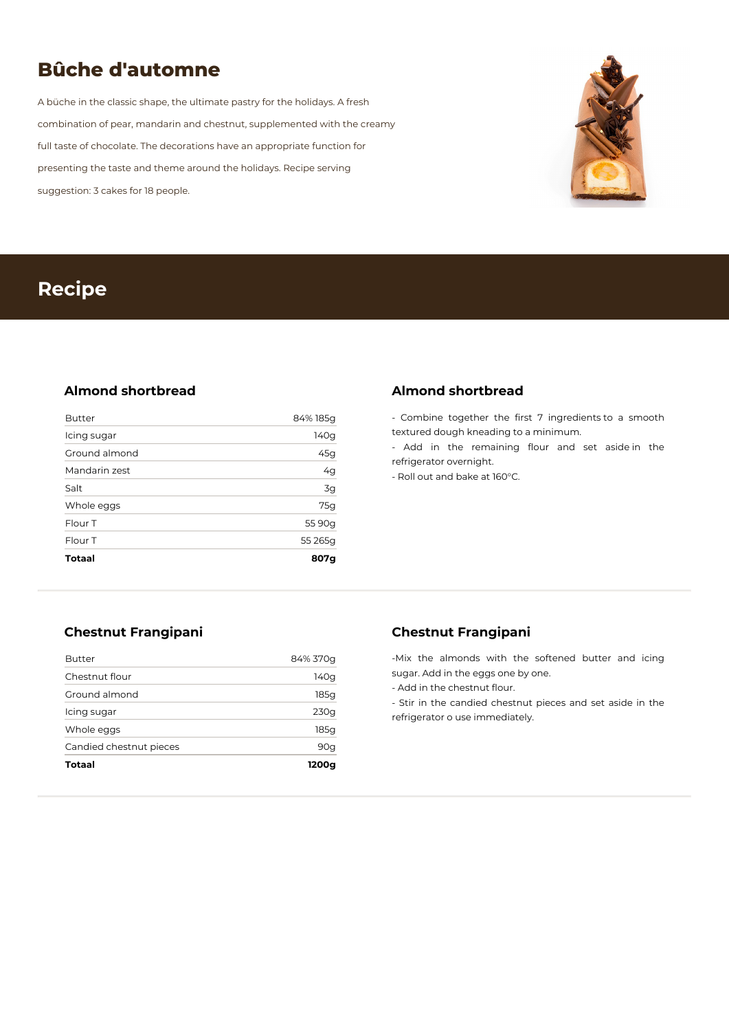# Bûche d'automne

A bûche in the classic shape, the ultimate pastry for the holidays. A fresh combination of pear, mandarin and chestnut, supplemented with the creamy full taste of chocolate. The decorations have an appropriate function for presenting the taste and theme around the holidays. Recipe serving suggestion: 3 cakes for 18 people.

## Recipe

### Almond shortbread

| Ingredient | Amount |
|---|---|
| Butter | 84% 185g |
| Icing sugar | 140g |
| Ground almond | 45g |
| Mandarin zest | 4g |
| Salt | 3g |
| Whole eggs | 75g |
| Flour T | 55 90g |
| Flour T | 55 265g |
| **Totaal** | **807g** |

### Almond shortbread

- Combine together the first 7 ingredients to a smooth textured dough kneading to a minimum.
- Add in the remaining flour and set aside in the refrigerator overnight.
- Roll out and bake at 160°C.

### Chestnut Frangipani

| Ingredient | Amount |
|---|---|
| Butter | 84% 370g |
| Chestnut flour | 140g |
| Ground almond | 185g |
| Icing sugar | 230g |
| Whole eggs | 185g |
| Candied chestnut pieces | 90g |
| **Totaal** | **1200g** |

### Chestnut Frangipani

-Mix the almonds with the softened butter and icing sugar. Add in the eggs one by one.
- Add in the chestnut flour.
- Stir in the candied chestnut pieces and set aside in the refrigerator o use immediately.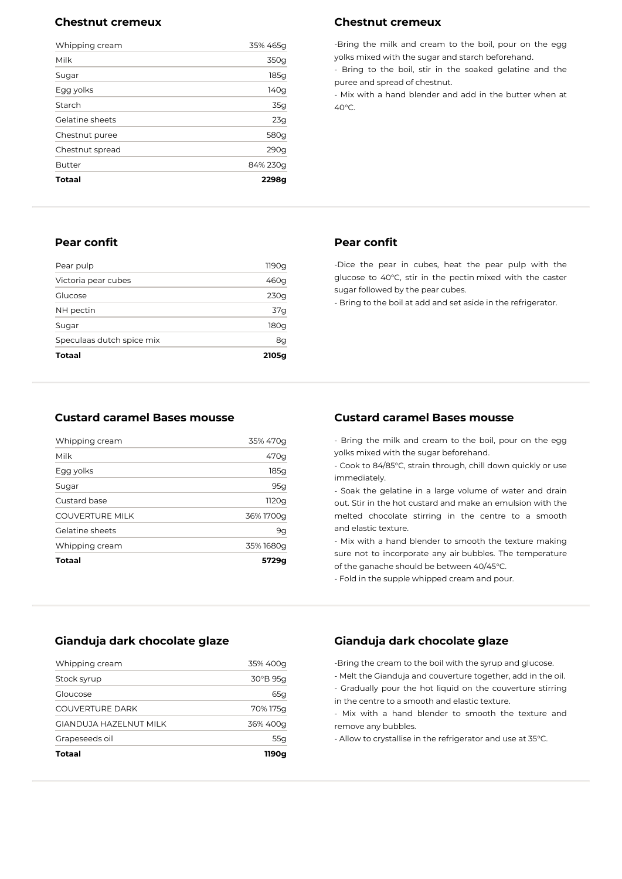## Chestnut cremeux

| | |
|---|---|
| Whipping cream | 35% 465g |
| Milk | 350g |
| Sugar | 185g |
| Egg yolks | 140g |
| Starch | 35g |
| Gelatine sheets | 23g |
| Chestnut puree | 580g |
| Chestnut spread | 290g |
| Butter | 84% 230g |
| **Totaal** | **2298g** |

## Chestnut cremeux

-Bring the milk and cream to the boil, pour on the egg yolks mixed with the sugar and starch beforehand.
- Bring to the boil, stir in the soaked gelatine and the puree and spread of chestnut.
- Mix with a hand blender and add in the butter when at 40°C.

## Pear confit

| | |
|---|---|
| Pear pulp | 1190g |
| Victoria pear cubes | 460g |
| Glucose | 230g |
| NH pectin | 37g |
| Sugar | 180g |
| Speculaas dutch spice mix | 8g |
| **Totaal** | **2105g** |

## Pear confit

-Dice the pear in cubes, heat the pear pulp with the glucose to 40°C, stir in the pectin mixed with the caster sugar followed by the pear cubes.
- Bring to the boil at add and set aside in the refrigerator.

## Custard caramel Bases mousse

| | |
|---|---|
| Whipping cream | 35% 470g |
| Milk | 470g |
| Egg yolks | 185g |
| Sugar | 95g |
| Custard base | 1120g |
| COUVERTURE MILK | 36% 1700g |
| Gelatine sheets | 9g |
| Whipping cream | 35% 1680g |
| **Totaal** | **5729g** |

## Custard caramel Bases mousse

- Bring the milk and cream to the boil, pour on the egg yolks mixed with the sugar beforehand.
- Cook to 84/85°C, strain through, chill down quickly or use immediately.
- Soak the gelatine in a large volume of water and drain out. Stir in the hot custard and make an emulsion with the melted chocolate stirring in the centre to a smooth and elastic texture.
- Mix with a hand blender to smooth the texture making sure not to incorporate any air bubbles. The temperature of the ganache should be between 40/45°C.
- Fold in the supple whipped cream and pour.

## Gianduja dark chocolate glaze

| | |
|---|---|
| Whipping cream | 35% 400g |
| Stock syrup | 30°B 95g |
| Gloucose | 65g |
| COUVERTURE DARK | 70% 175g |
| GIANDUJA HAZELNUT MILK | 36% 400g |
| Grapeseeds oil | 55g |
| **Totaal** | **1190g** |

## Gianduja dark chocolate glaze

-Bring the cream to the boil with the syrup and glucose.
- Melt the Gianduja and couverture together, add in the oil.
- Gradually pour the hot liquid on the couverture stirring in the centre to a smooth and elastic texture.
- Mix with a hand blender to smooth the texture and remove any bubbles.
- Allow to crystallise in the refrigerator and use at 35°C.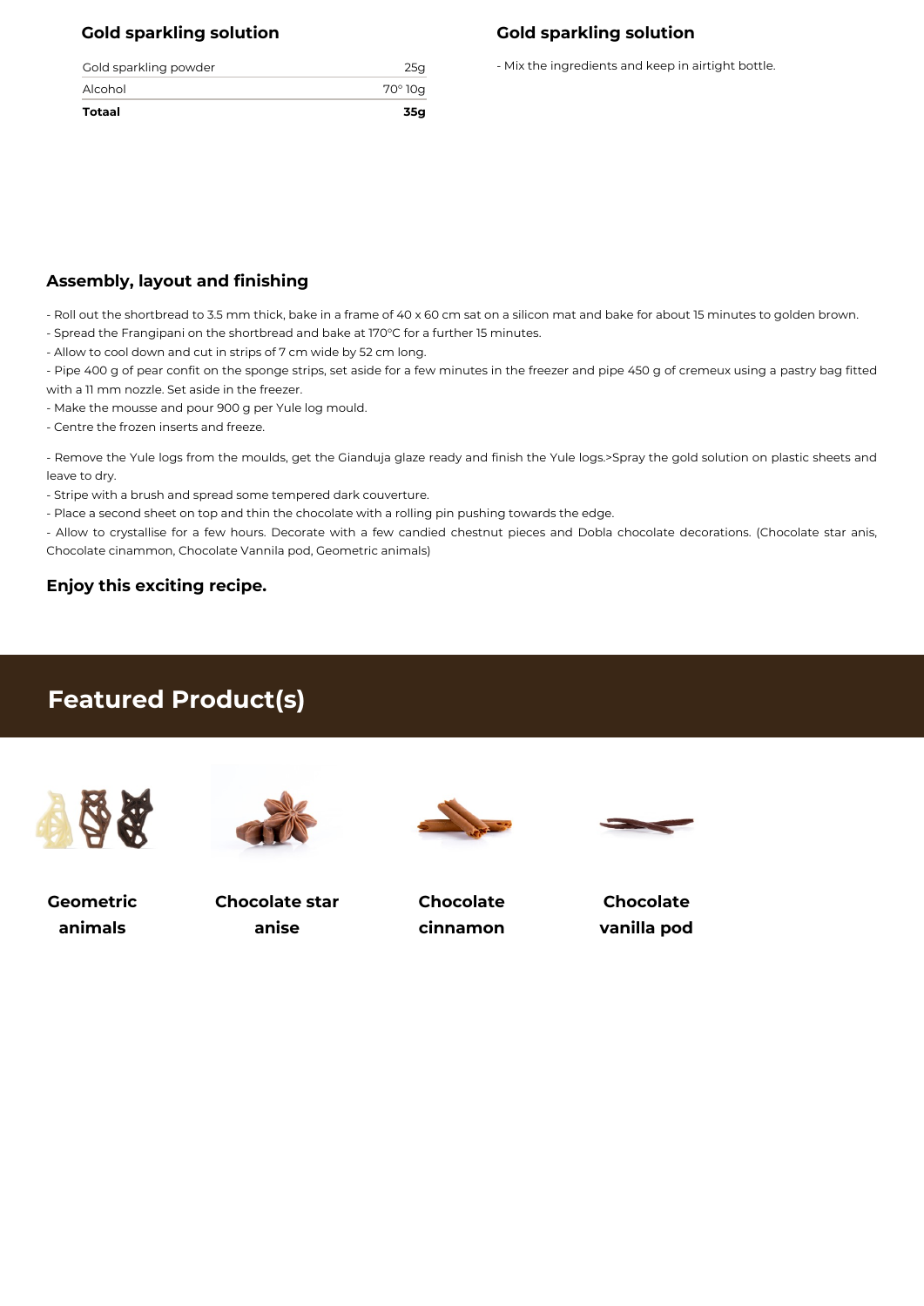## Gold sparkling solution

| | |
|---|---|
| Gold sparkling powder | 25g |
| Alcohol | 70° 10g |
| **Totaal** | **35g** |

## Gold sparkling solution

- Mix the ingredients and keep in airtight bottle.

## Assembly, layout and finishing

- Roll out the shortbread to 3.5 mm thick, bake in a frame of 40 x 60 cm sat on a silicon mat and bake for about 15 minutes to golden brown.
- Spread the Frangipani on the shortbread and bake at 170°C for a further 15 minutes.
- Allow to cool down and cut in strips of 7 cm wide by 52 cm long.
- Pipe 400 g of pear confit on the sponge strips, set aside for a few minutes in the freezer and pipe 450 g of cremeux using a pastry bag fitted with a 11 mm nozzle. Set aside in the freezer.
- Make the mousse and pour 900 g per Yule log mould.
- Centre the frozen inserts and freeze.

- Remove the Yule logs from the moulds, get the Gianduja glaze ready and finish the Yule logs.>Spray the gold solution on plastic sheets and leave to dry.
- Stripe with a brush and spread some tempered dark couverture.
- Place a second sheet on top and thin the chocolate with a rolling pin pushing towards the edge.
- Allow to crystallise for a few hours. Decorate with a few candied chestnut pieces and Dobla chocolate decorations. (Chocolate star anis, Chocolate cinammon, Chocolate Vannila pod, Geometric animals)

## Enjoy this exciting recipe.

# Featured Product(s)

**Geometric animals**

**Chocolate star anise**

**Chocolate cinnamon**

**Chocolate vanilla pod**